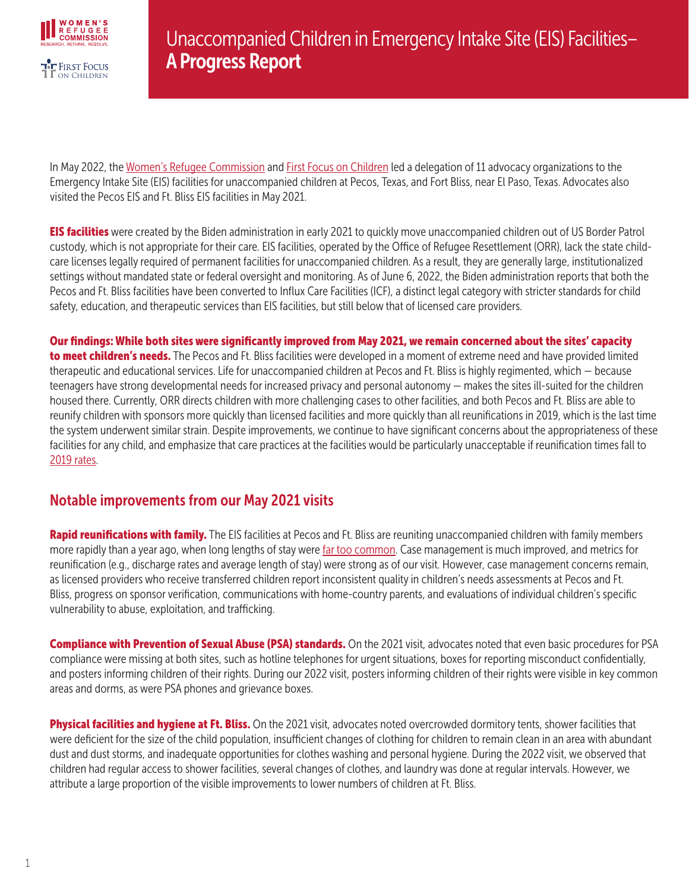# Unaccompanied Children in Emergency Intake Site (EIS) Facilities– **A Progress Report**

In May 2022, the Women's Refugee Commission and First Focus on Children led a delegation of 11 advocacy organizations to the Emergency Intake Site (EIS) facilities for unaccompanied children at Pecos, Texas, and Fort Bliss, near El Paso, Texas. Advocates also visited the Pecos EIS and Ft. Bliss EIS facilities in May 2021.

**EIS facilities** were created by the Biden administration in early 2021 to quickly move unaccompanied children out of US Border Patrol custody, which is not appropriate for their care. EIS facilities, operated by the Office of Refugee Resettlement (ORR), lack the state child-care licenses legally required of permanent facilities for unaccompanied children. As a result, they are generally large, institutionalized settings without mandated state or federal oversight and monitoring. As of June 6, 2022, the Biden administration reports that both the Pecos and Ft. Bliss facilities have been converted to Influx Care Facilities (ICF), a distinct legal category with stricter standards for child safety, education, and therapeutic services than EIS facilities, but still below that of licensed care providers.

**Our findings: While both sites were significantly improved from May 2021, we remain concerned about the sites' capacity to meet children's needs.** The Pecos and Ft. Bliss facilities were developed in a moment of extreme need and have provided limited therapeutic and educational services. Life for unaccompanied children at Pecos and Ft. Bliss is highly regimented, which — because teenagers have strong developmental needs for increased privacy and personal autonomy — makes the sites ill-suited for the children housed there. Currently, ORR directs children with more challenging cases to other facilities, and both Pecos and Ft. Bliss are able to reunify children with sponsors more quickly than licensed facilities and more quickly than all reunifications in 2019, which is the last time the system underwent similar strain. Despite improvements, we continue to have significant concerns about the appropriateness of these facilities for any child, and emphasize that care practices at the facilities would be particularly unacceptable if reunification times fall to 2019 rates.

## Notable improvements from our May 2021 visits

**Rapid reunifications with family.** The EIS facilities at Pecos and Ft. Bliss are reuniting unaccompanied children with family members more rapidly than a year ago, when long lengths of stay were far too common. Case management is much improved, and metrics for reunification (e.g., discharge rates and average length of stay) were strong as of our visit. However, case management concerns remain, as licensed providers who receive transferred children report inconsistent quality in children's needs assessments at Pecos and Ft. Bliss, progress on sponsor verification, communications with home-country parents, and evaluations of individual children's specific vulnerability to abuse, exploitation, and trafficking.

**Compliance with Prevention of Sexual Abuse (PSA) standards.** On the 2021 visit, advocates noted that even basic procedures for PSA compliance were missing at both sites, such as hotline telephones for urgent situations, boxes for reporting misconduct confidentially, and posters informing children of their rights. During our 2022 visit, posters informing children of their rights were visible in key common areas and dorms, as were PSA phones and grievance boxes.

**Physical facilities and hygiene at Ft. Bliss.** On the 2021 visit, advocates noted overcrowded dormitory tents, shower facilities that were deficient for the size of the child population, insufficient changes of clothing for children to remain clean in an area with abundant dust and dust storms, and inadequate opportunities for clothes washing and personal hygiene. During the 2022 visit, we observed that children had regular access to shower facilities, several changes of clothes, and laundry was done at regular intervals. However, we attribute a large proportion of the visible improvements to lower numbers of children at Ft. Bliss.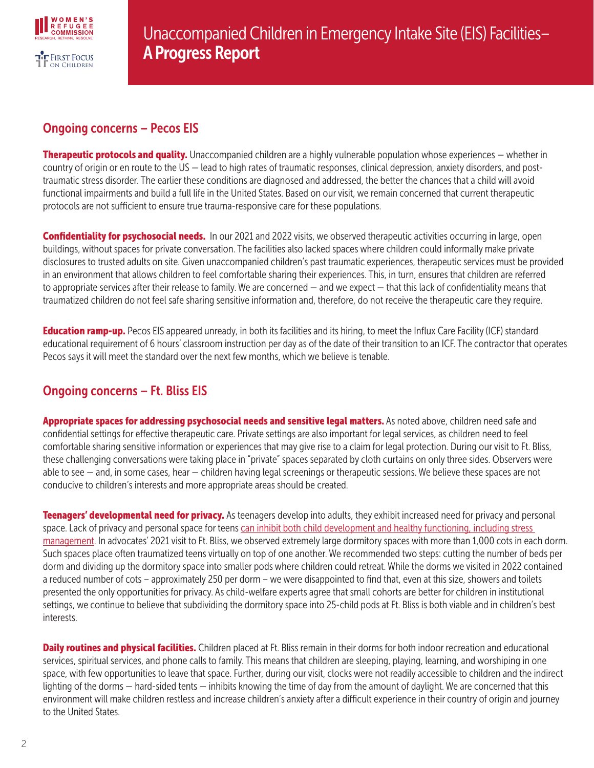## Ongoing concerns – Pecos EIS

**Therapeutic protocols and quality.** Unaccompanied children are a highly vulnerable population whose experiences — whether in country of origin or en route to the US — lead to high rates of traumatic responses, clinical depression, anxiety disorders, and post-traumatic stress disorder. The earlier these conditions are diagnosed and addressed, the better the chances that a child will avoid functional impairments and build a full life in the United States. Based on our visit, we remain concerned that current therapeutic protocols are not sufficient to ensure true trauma-responsive care for these populations.

**Confidentiality for psychosocial needs.** In our 2021 and 2022 visits, we observed therapeutic activities occurring in large, open buildings, without spaces for private conversation. The facilities also lacked spaces where children could informally make private disclosures to trusted adults on site. Given unaccompanied children's past traumatic experiences, therapeutic services must be provided in an environment that allows children to feel comfortable sharing their experiences. This, in turn, ensures that children are referred to appropriate services after their release to family. We are concerned — and we expect — that this lack of confidentiality means that traumatized children do not feel safe sharing sensitive information and, therefore, do not receive the therapeutic care they require.

**Education ramp-up.** Pecos EIS appeared unready, in both its facilities and its hiring, to meet the Influx Care Facility (ICF) standard educational requirement of 6 hours' classroom instruction per day as of the date of their transition to an ICF. The contractor that operates Pecos says it will meet the standard over the next few months, which we believe is tenable.

## Ongoing concerns – Ft. Bliss EIS

**Appropriate spaces for addressing psychosocial needs and sensitive legal matters.** As noted above, children need safe and confidential settings for effective therapeutic care. Private settings are also important for legal services, as children need to feel comfortable sharing sensitive information or experiences that may give rise to a claim for legal protection. During our visit to Ft. Bliss, these challenging conversations were taking place in "private" spaces separated by cloth curtains on only three sides. Observers were able to see — and, in some cases, hear — children having legal screenings or therapeutic sessions. We believe these spaces are not conducive to children's interests and more appropriate areas should be created.

**Teenagers' developmental need for privacy.** As teenagers develop into adults, they exhibit increased need for privacy and personal space. Lack of privacy and personal space for teens can inhibit both child development and healthy functioning, including stress management. In advocates' 2021 visit to Ft. Bliss, we observed extremely large dormitory spaces with more than 1,000 cots in each dorm. Such spaces place often traumatized teens virtually on top of one another. We recommended two steps: cutting the number of beds per dorm and dividing up the dormitory space into smaller pods where children could retreat. While the dorms we visited in 2022 contained a reduced number of cots – approximately 250 per dorm – we were disappointed to find that, even at this size, showers and toilets presented the only opportunities for privacy. As child-welfare experts agree that small cohorts are better for children in institutional settings, we continue to believe that subdividing the dormitory space into 25-child pods at Ft. Bliss is both viable and in children's best interests.

**Daily routines and physical facilities.** Children placed at Ft. Bliss remain in their dorms for both indoor recreation and educational services, spiritual services, and phone calls to family. This means that children are sleeping, playing, learning, and worshiping in one space, with few opportunities to leave that space. Further, during our visit, clocks were not readily accessible to children and the indirect lighting of the dorms — hard-sided tents — inhibits knowing the time of day from the amount of daylight. We are concerned that this environment will make children restless and increase children's anxiety after a difficult experience in their country of origin and journey to the United States.